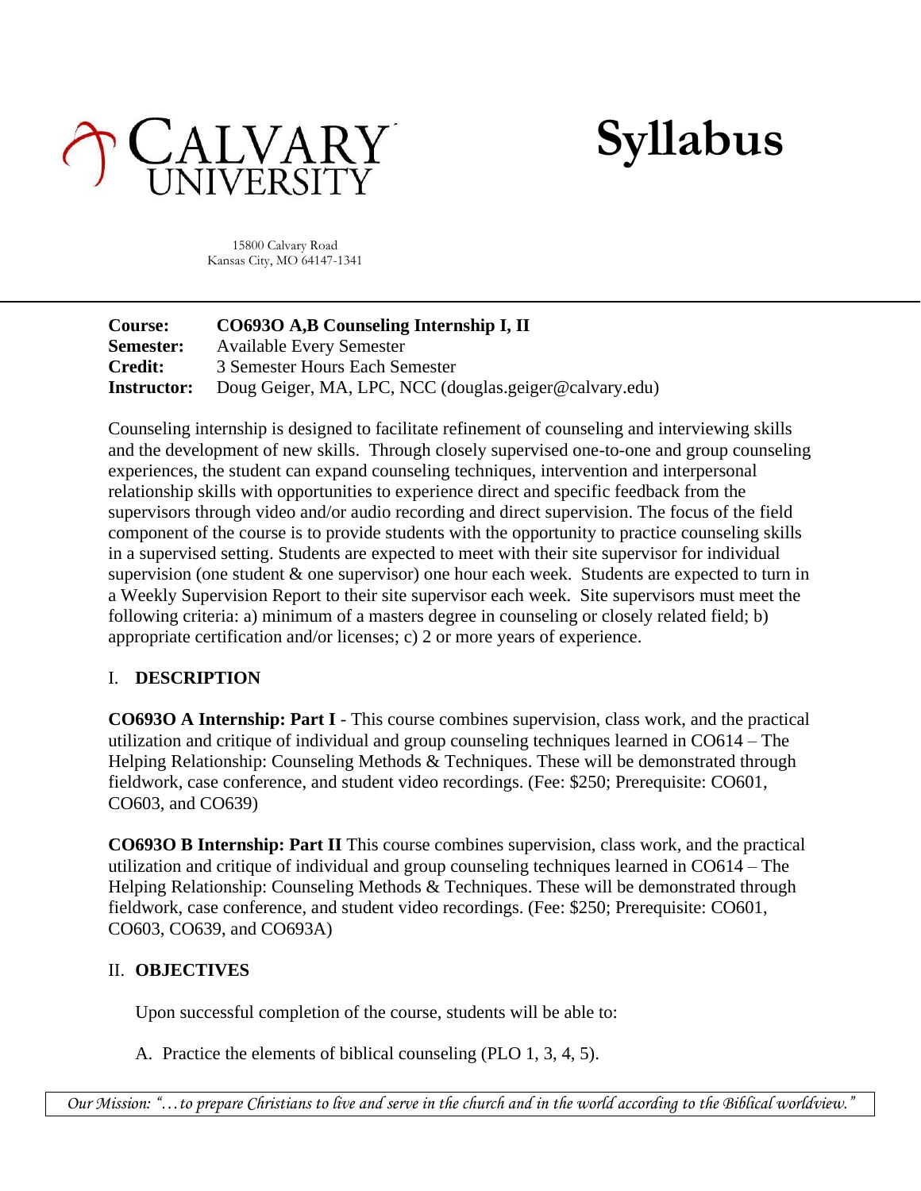# CALVARY UNIVERSITY

# Syllabus

15800 Calvary Road
Kansas City, MO 64147-1341

**Course:** **CO693O A,B Counseling Internship I, II**
**Semester:** Available Every Semester
**Credit:** 3 Semester Hours Each Semester
**Instructor:** Doug Geiger, MA, LPC, NCC (douglas.geiger@calvary.edu)

Counseling internship is designed to facilitate refinement of counseling and interviewing skills and the development of new skills. Through closely supervised one-to-one and group counseling experiences, the student can expand counseling techniques, intervention and interpersonal relationship skills with opportunities to experience direct and specific feedback from the supervisors through video and/or audio recording and direct supervision. The focus of the field component of the course is to provide students with the opportunity to practice counseling skills in a supervised setting. Students are expected to meet with their site supervisor for individual supervision (one student & one supervisor) one hour each week. Students are expected to turn in a Weekly Supervision Report to their site supervisor each week. Site supervisors must meet the following criteria: a) minimum of a masters degree in counseling or closely related field; b) appropriate certification and/or licenses; c) 2 or more years of experience.

## I. DESCRIPTION

**CO693O A Internship: Part I** - This course combines supervision, class work, and the practical utilization and critique of individual and group counseling techniques learned in CO614 – The Helping Relationship: Counseling Methods & Techniques. These will be demonstrated through fieldwork, case conference, and student video recordings. (Fee: $250; Prerequisite: CO601, CO603, and CO639)

**CO693O B Internship: Part II** This course combines supervision, class work, and the practical utilization and critique of individual and group counseling techniques learned in CO614 – The Helping Relationship: Counseling Methods & Techniques. These will be demonstrated through fieldwork, case conference, and student video recordings. (Fee: $250; Prerequisite: CO601, CO603, CO639, and CO693A)

## II. OBJECTIVES

Upon successful completion of the course, students will be able to:

A. Practice the elements of biblical counseling (PLO 1, 3, 4, 5).

*Our Mission: "…to prepare Christians to live and serve in the church and in the world according to the Biblical worldview."*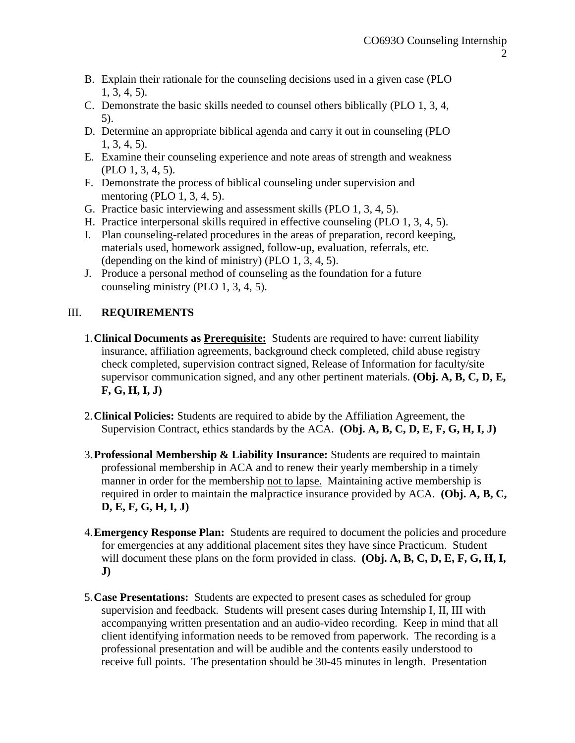B. Explain their rationale for the counseling decisions used in a given case (PLO 1, 3, 4, 5).
C. Demonstrate the basic skills needed to counsel others biblically (PLO 1, 3, 4, 5).
D. Determine an appropriate biblical agenda and carry it out in counseling (PLO 1, 3, 4, 5).
E. Examine their counseling experience and note areas of strength and weakness (PLO 1, 3, 4, 5).
F. Demonstrate the process of biblical counseling under supervision and mentoring (PLO 1, 3, 4, 5).
G. Practice basic interviewing and assessment skills (PLO 1, 3, 4, 5).
H. Practice interpersonal skills required in effective counseling (PLO 1, 3, 4, 5).
I. Plan counseling-related procedures in the areas of preparation, record keeping, materials used, homework assigned, follow-up, evaluation, referrals, etc. (depending on the kind of ministry) (PLO 1, 3, 4, 5).
J. Produce a personal method of counseling as the foundation for a future counseling ministry (PLO 1, 3, 4, 5).

## III. REQUIREMENTS

1. **Clinical Documents as <u>Prerequisite:</u>** Students are required to have: current liability insurance, affiliation agreements, background check completed, child abuse registry check completed, supervision contract signed, Release of Information for faculty/site supervisor communication signed, and any other pertinent materials. **(Obj. A, B, C, D, E, F, G, H, I, J)**

2. **Clinical Policies:** Students are required to abide by the Affiliation Agreement, the Supervision Contract, ethics standards by the ACA. **(Obj. A, B, C, D, E, F, G, H, I, J)**

3. **Professional Membership & Liability Insurance:** Students are required to maintain professional membership in ACA and to renew their yearly membership in a timely manner in order for the membership <u>not to lapse.</u> Maintaining active membership is required in order to maintain the malpractice insurance provided by ACA. **(Obj. A, B, C, D, E, F, G, H, I, J)**

4. **Emergency Response Plan:** Students are required to document the policies and procedure for emergencies at any additional placement sites they have since Practicum. Student will document these plans on the form provided in class. **(Obj. A, B, C, D, E, F, G, H, I, J)**

5. **Case Presentations:** Students are expected to present cases as scheduled for group supervision and feedback. Students will present cases during Internship I, II, III with accompanying written presentation and an audio-video recording. Keep in mind that all client identifying information needs to be removed from paperwork. The recording is a professional presentation and will be audible and the contents easily understood to receive full points. The presentation should be 30-45 minutes in length. Presentation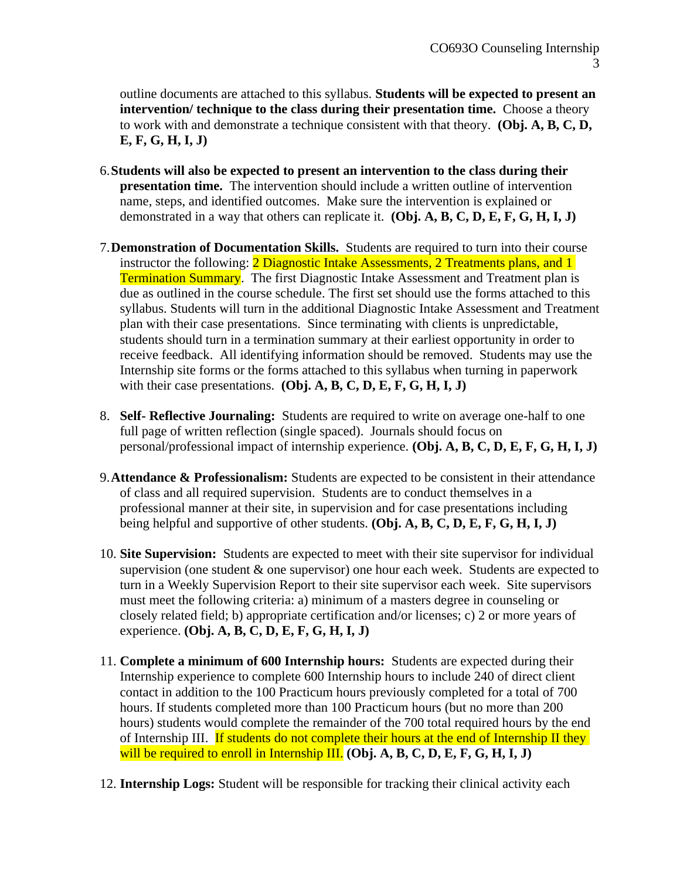outline documents are attached to this syllabus. **Students will be expected to present an intervention/ technique to the class during their presentation time.** Choose a theory to work with and demonstrate a technique consistent with that theory. **(Obj. A, B, C, D, E, F, G, H, I, J)**

6. **Students will also be expected to present an intervention to the class during their presentation time.** The intervention should include a written outline of intervention name, steps, and identified outcomes. Make sure the intervention is explained or demonstrated in a way that others can replicate it. **(Obj. A, B, C, D, E, F, G, H, I, J)**

7. **Demonstration of Documentation Skills.** Students are required to turn into their course instructor the following: 2 Diagnostic Intake Assessments, 2 Treatments plans, and 1 Termination Summary. The first Diagnostic Intake Assessment and Treatment plan is due as outlined in the course schedule. The first set should use the forms attached to this syllabus. Students will turn in the additional Diagnostic Intake Assessment and Treatment plan with their case presentations. Since terminating with clients is unpredictable, students should turn in a termination summary at their earliest opportunity in order to receive feedback. All identifying information should be removed. Students may use the Internship site forms or the forms attached to this syllabus when turning in paperwork with their case presentations. **(Obj. A, B, C, D, E, F, G, H, I, J)**

8. **Self- Reflective Journaling:** Students are required to write on average one-half to one full page of written reflection (single spaced). Journals should focus on personal/professional impact of internship experience. **(Obj. A, B, C, D, E, F, G, H, I, J)**

9. **Attendance & Professionalism:** Students are expected to be consistent in their attendance of class and all required supervision. Students are to conduct themselves in a professional manner at their site, in supervision and for case presentations including being helpful and supportive of other students. **(Obj. A, B, C, D, E, F, G, H, I, J)**

10. **Site Supervision:** Students are expected to meet with their site supervisor for individual supervision (one student & one supervisor) one hour each week. Students are expected to turn in a Weekly Supervision Report to their site supervisor each week. Site supervisors must meet the following criteria: a) minimum of a masters degree in counseling or closely related field; b) appropriate certification and/or licenses; c) 2 or more years of experience. **(Obj. A, B, C, D, E, F, G, H, I, J)**

11. **Complete a minimum of 600 Internship hours:** Students are expected during their Internship experience to complete 600 Internship hours to include 240 of direct client contact in addition to the 100 Practicum hours previously completed for a total of 700 hours. If students completed more than 100 Practicum hours (but no more than 200 hours) students would complete the remainder of the 700 total required hours by the end of Internship III. If students do not complete their hours at the end of Internship II they will be required to enroll in Internship III. **(Obj. A, B, C, D, E, F, G, H, I, J)**

12. **Internship Logs:** Student will be responsible for tracking their clinical activity each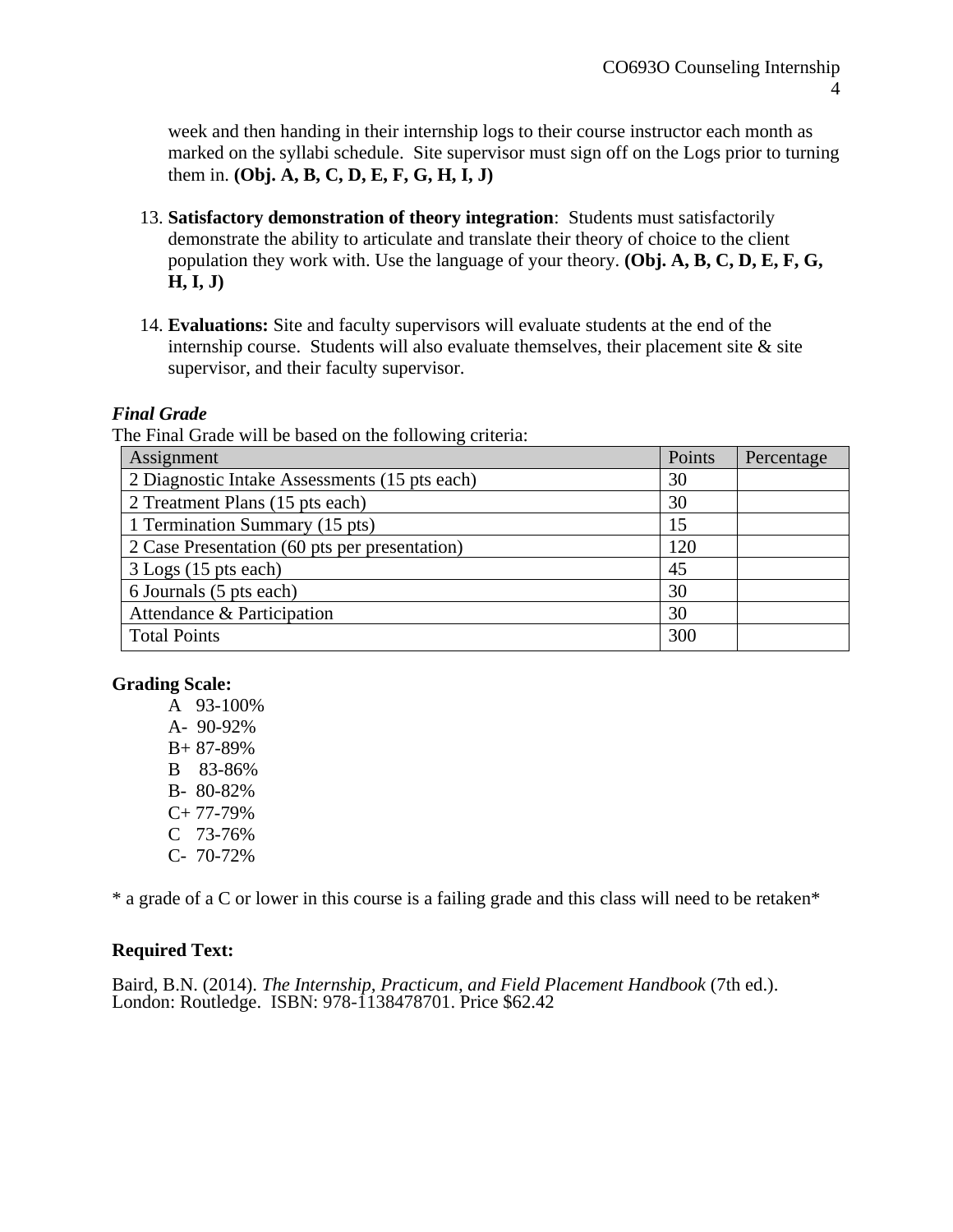week and then handing in their internship logs to their course instructor each month as marked on the syllabi schedule. Site supervisor must sign off on the Logs prior to turning them in. **(Obj. A, B, C, D, E, F, G, H, I, J)**

13. **Satisfactory demonstration of theory integration**: Students must satisfactorily demonstrate the ability to articulate and translate their theory of choice to the client population they work with. Use the language of your theory. **(Obj. A, B, C, D, E, F, G, H, I, J)**

14. **Evaluations:** Site and faculty supervisors will evaluate students at the end of the internship course. Students will also evaluate themselves, their placement site & site supervisor, and their faculty supervisor.

***Final Grade***

The Final Grade will be based on the following criteria:

| Assignment | Points | Percentage |
|---|---|---|
| 2 Diagnostic Intake Assessments (15 pts each) | 30 | |
| 2 Treatment Plans (15 pts each) | 30 | |
| 1 Termination Summary (15 pts) | 15 | |
| 2 Case Presentation (60 pts per presentation) | 120 | |
| 3 Logs (15 pts each) | 45 | |
| 6 Journals (5 pts each) | 30 | |
| Attendance & Participation | 30 | |
| Total Points | 300 | |

**Grading Scale:**

A 93-100%
A- 90-92%
B+ 87-89%
B 83-86%
B- 80-82%
C+ 77-79%
C 73-76%
C- 70-72%

* a grade of a C or lower in this course is a failing grade and this class will need to be retaken*

**Required Text:**

Baird, B.N. (2014). *The Internship, Practicum, and Field Placement Handbook* (7th ed.). London: Routledge. ISBN: 978-1138478701. Price $62.42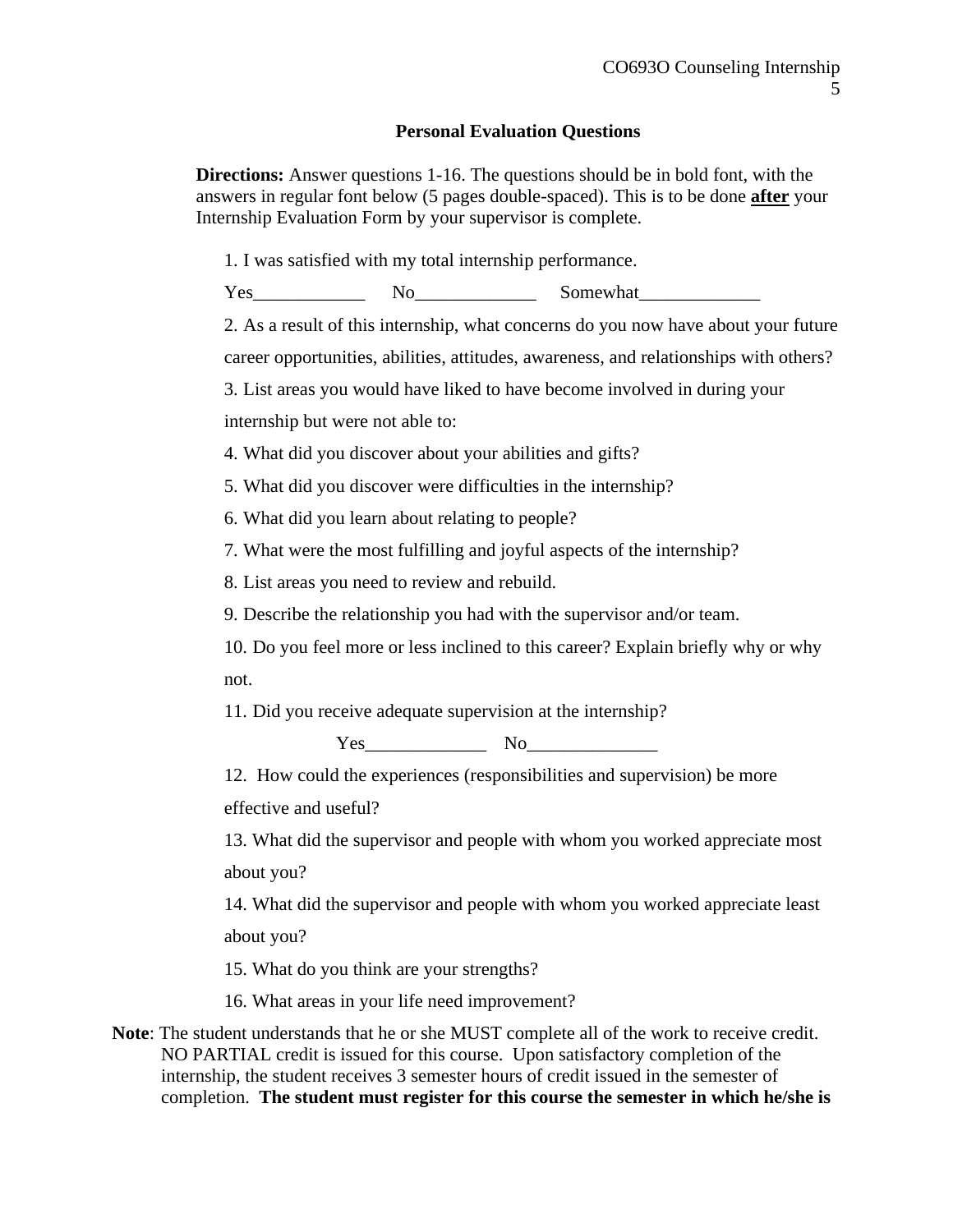### Personal Evaluation Questions

**Directions:** Answer questions 1-16. The questions should be in bold font, with the answers in regular font below (5 pages double-spaced). This is to be done **after** your Internship Evaluation Form by your supervisor is complete.

1. I was satisfied with my total internship performance.

   Yes____________ No_____________ Somewhat_____________

2. As a result of this internship, what concerns do you now have about your future career opportunities, abilities, attitudes, awareness, and relationships with others?
3. List areas you would have liked to have become involved in during your internship but were not able to:
4. What did you discover about your abilities and gifts?
5. What did you discover were difficulties in the internship?
6. What did you learn about relating to people?
7. What were the most fulfilling and joyful aspects of the internship?
8. List areas you need to review and rebuild.
9. Describe the relationship you had with the supervisor and/or team.
10. Do you feel more or less inclined to this career? Explain briefly why or why not.
11. Did you receive adequate supervision at the internship?

    Yes_____________ No______________

12. How could the experiences (responsibilities and supervision) be more effective and useful?
13. What did the supervisor and people with whom you worked appreciate most about you?
14. What did the supervisor and people with whom you worked appreciate least about you?
15. What do you think are your strengths?
16. What areas in your life need improvement?

**Note**: The student understands that he or she MUST complete all of the work to receive credit. NO PARTIAL credit is issued for this course. Upon satisfactory completion of the internship, the student receives 3 semester hours of credit issued in the semester of completion. **The student must register for this course the semester in which he/she is**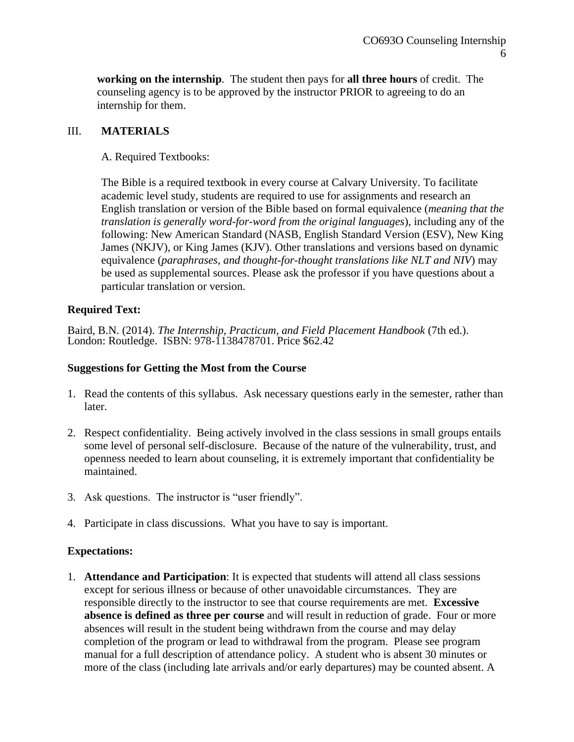**working on the internship**. The student then pays for **all three hours** of credit. The counseling agency is to be approved by the instructor PRIOR to agreeing to do an internship for them.

## III. MATERIALS

A. Required Textbooks:

The Bible is a required textbook in every course at Calvary University. To facilitate academic level study, students are required to use for assignments and research an English translation or version of the Bible based on formal equivalence (*meaning that the translation is generally word-for-word from the original languages*), including any of the following: New American Standard (NASB, English Standard Version (ESV), New King James (NKJV), or King James (KJV). Other translations and versions based on dynamic equivalence (*paraphrases, and thought-for-thought translations like NLT and NIV*) may be used as supplemental sources. Please ask the professor if you have questions about a particular translation or version.

**Required Text:**

Baird, B.N. (2014). *The Internship, Practicum, and Field Placement Handbook* (7th ed.). London: Routledge. ISBN: 978-1138478701. Price $62.42

**Suggestions for Getting the Most from the Course**

1. Read the contents of this syllabus. Ask necessary questions early in the semester, rather than later.

2. Respect confidentiality. Being actively involved in the class sessions in small groups entails some level of personal self-disclosure. Because of the nature of the vulnerability, trust, and openness needed to learn about counseling, it is extremely important that confidentiality be maintained.

3. Ask questions. The instructor is "user friendly".

4. Participate in class discussions. What you have to say is important.

**Expectations:**

1. **Attendance and Participation**: It is expected that students will attend all class sessions except for serious illness or because of other unavoidable circumstances. They are responsible directly to the instructor to see that course requirements are met. **Excessive absence is defined as three per course** and will result in reduction of grade. Four or more absences will result in the student being withdrawn from the course and may delay completion of the program or lead to withdrawal from the program. Please see program manual for a full description of attendance policy. A student who is absent 30 minutes or more of the class (including late arrivals and/or early departures) may be counted absent. A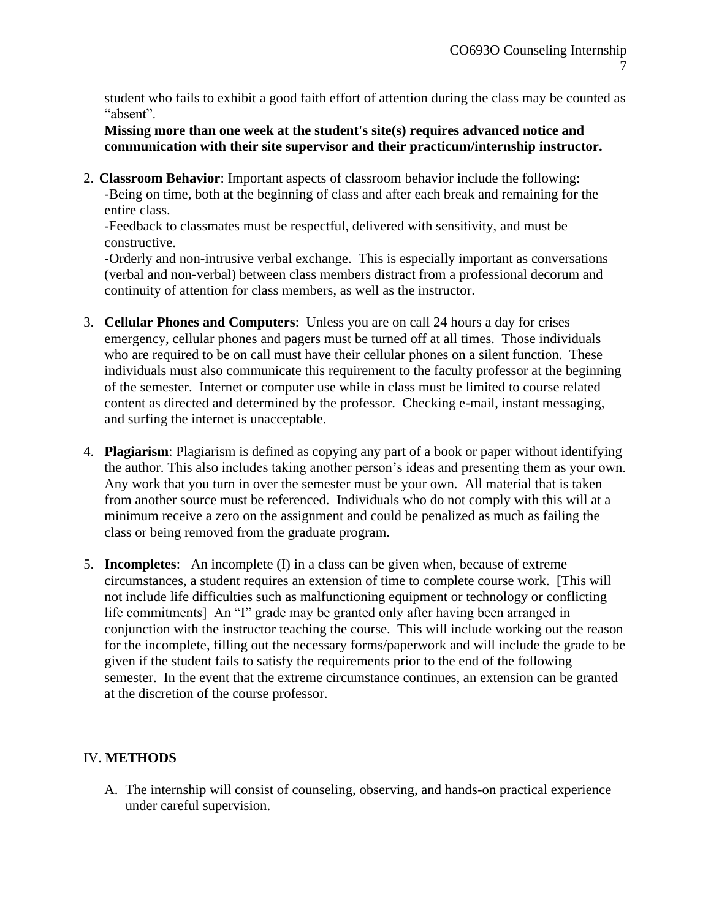student who fails to exhibit a good faith effort of attention during the class may be counted as "absent".

**Missing more than one week at the student's site(s) requires advanced notice and communication with their site supervisor and their practicum/internship instructor.**

2. **Classroom Behavior**: Important aspects of classroom behavior include the following:
   -Being on time, both at the beginning of class and after each break and remaining for the entire class.
   -Feedback to classmates must be respectful, delivered with sensitivity, and must be constructive.
   -Orderly and non-intrusive verbal exchange. This is especially important as conversations (verbal and non-verbal) between class members distract from a professional decorum and continuity of attention for class members, as well as the instructor.

3. **Cellular Phones and Computers**: Unless you are on call 24 hours a day for crises emergency, cellular phones and pagers must be turned off at all times. Those individuals who are required to be on call must have their cellular phones on a silent function. These individuals must also communicate this requirement to the faculty professor at the beginning of the semester. Internet or computer use while in class must be limited to course related content as directed and determined by the professor. Checking e-mail, instant messaging, and surfing the internet is unacceptable.

4. **Plagiarism**: Plagiarism is defined as copying any part of a book or paper without identifying the author. This also includes taking another person's ideas and presenting them as your own. Any work that you turn in over the semester must be your own. All material that is taken from another source must be referenced. Individuals who do not comply with this will at a minimum receive a zero on the assignment and could be penalized as much as failing the class or being removed from the graduate program.

5. **Incompletes**: An incomplete (I) in a class can be given when, because of extreme circumstances, a student requires an extension of time to complete course work. [This will not include life difficulties such as malfunctioning equipment or technology or conflicting life commitments] An "I" grade may be granted only after having been arranged in conjunction with the instructor teaching the course. This will include working out the reason for the incomplete, filling out the necessary forms/paperwork and will include the grade to be given if the student fails to satisfy the requirements prior to the end of the following semester. In the event that the extreme circumstance continues, an extension can be granted at the discretion of the course professor.

## IV. **METHODS**

A. The internship will consist of counseling, observing, and hands-on practical experience under careful supervision.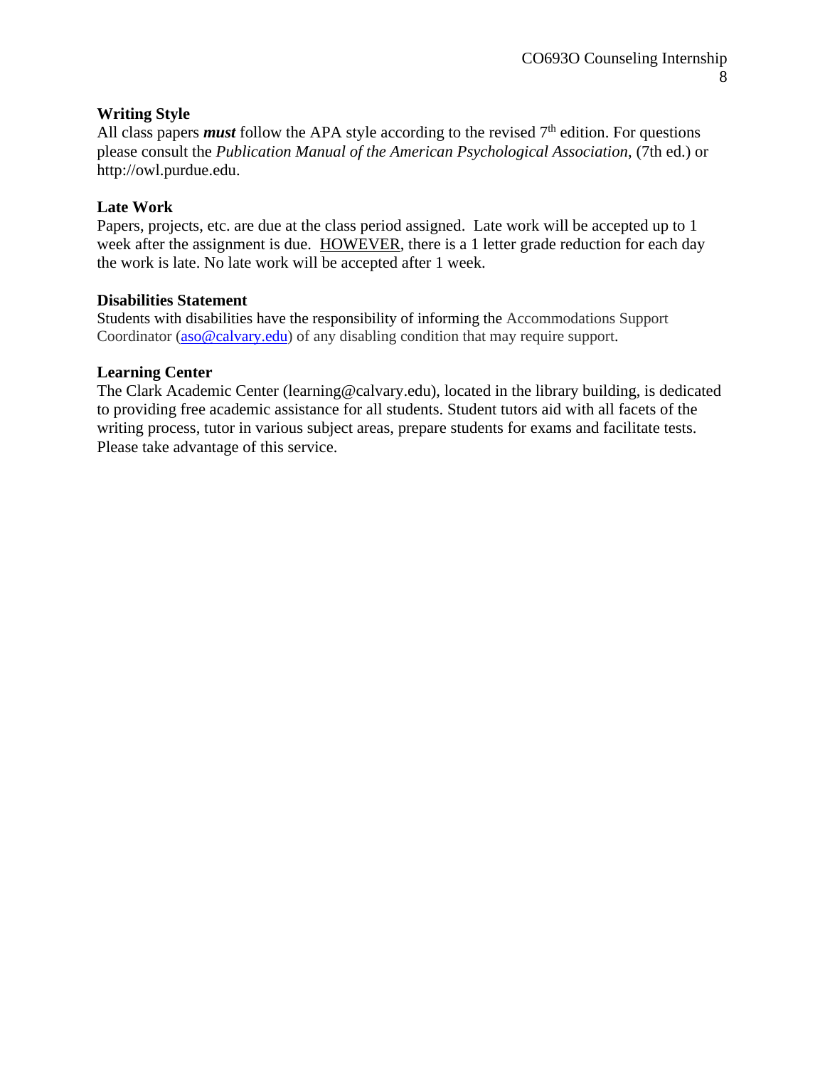**Writing Style**

All class papers ***must*** follow the APA style according to the revised 7th edition. For questions please consult the *Publication Manual of the American Psychological Association*, (7th ed.) or http://owl.purdue.edu.

**Late Work**

Papers, projects, etc. are due at the class period assigned. Late work will be accepted up to 1 week after the assignment is due. HOWEVER, there is a 1 letter grade reduction for each day the work is late. No late work will be accepted after 1 week.

**Disabilities Statement**

Students with disabilities have the responsibility of informing the Accommodations Support Coordinator (aso@calvary.edu) of any disabling condition that may require support.

**Learning Center**

The Clark Academic Center (learning@calvary.edu), located in the library building, is dedicated to providing free academic assistance for all students. Student tutors aid with all facets of the writing process, tutor in various subject areas, prepare students for exams and facilitate tests. Please take advantage of this service.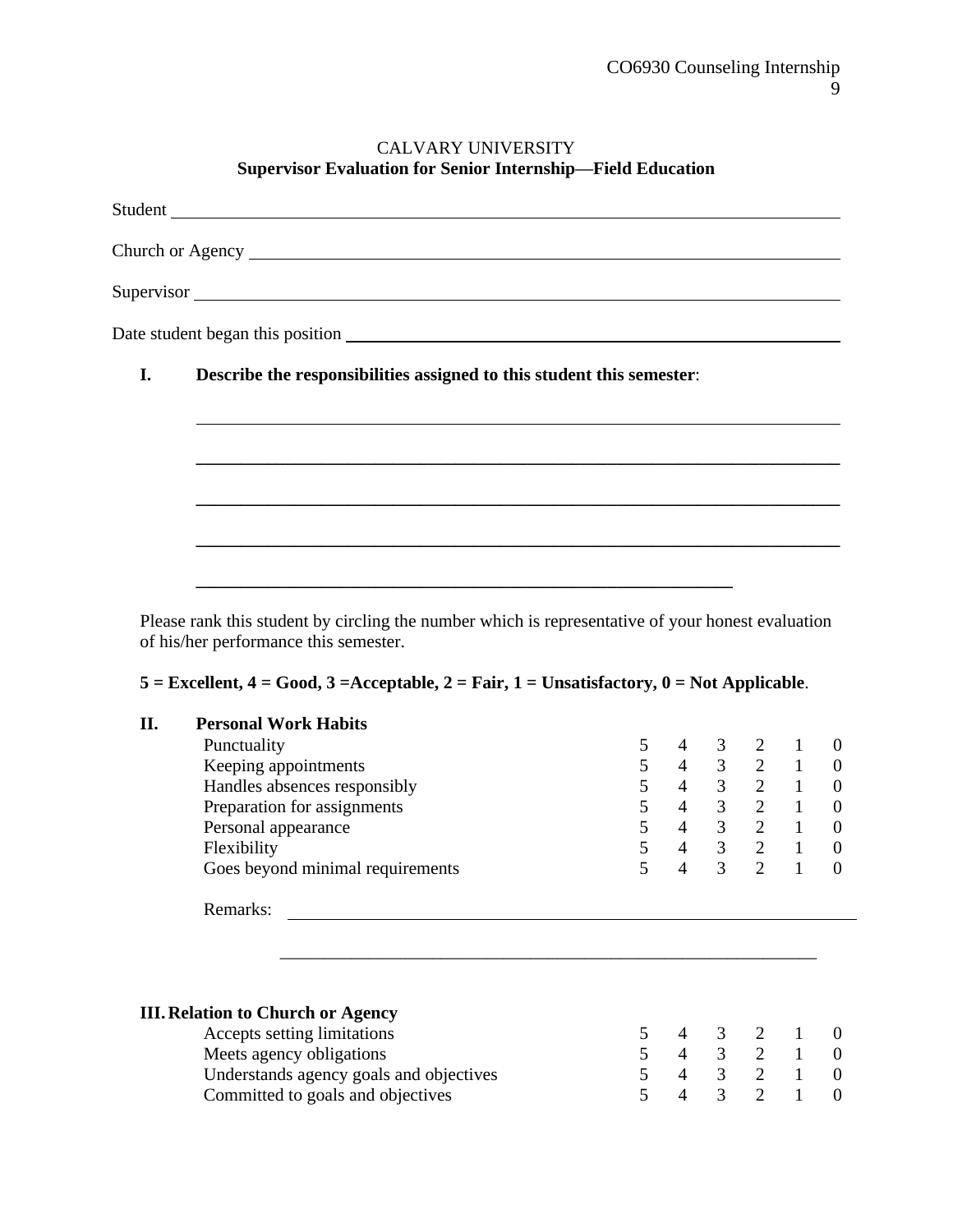CALVARY UNIVERSITY

**Supervisor Evaluation for Senior Internship—Field Education**

Student ____________________________________________

Church or Agency ____________________________________________

Supervisor ____________________________________________

Date student began this position ____________________________________________

**I. Describe the responsibilities assigned to this student this semester**:

____________________________________________

____________________________________________

____________________________________________

____________________________________________

____________________________________________

Please rank this student by circling the number which is representative of your honest evaluation of his/her performance this semester.

**5 = Excellent, 4 = Good, 3 =Acceptable, 2 = Fair, 1 = Unsatisfactory, 0 = Not Applicable**.

| **II. Personal Work Habits** | | | | | | |
|---|---|---|---|---|---|---|
| Punctuality | 5 | 4 | 3 | 2 | 1 | 0 |
| Keeping appointments | 5 | 4 | 3 | 2 | 1 | 0 |
| Handles absences responsibly | 5 | 4 | 3 | 2 | 1 | 0 |
| Preparation for assignments | 5 | 4 | 3 | 2 | 1 | 0 |
| Personal appearance | 5 | 4 | 3 | 2 | 1 | 0 |
| Flexibility | 5 | 4 | 3 | 2 | 1 | 0 |
| Goes beyond minimal requirements | 5 | 4 | 3 | 2 | 1 | 0 |

Remarks: ____________________________________________

____________________________________________

| **III. Relation to Church or Agency** | | | | | | |
|---|---|---|---|---|---|---|
| Accepts setting limitations | 5 | 4 | 3 | 2 | 1 | 0 |
| Meets agency obligations | 5 | 4 | 3 | 2 | 1 | 0 |
| Understands agency goals and objectives | 5 | 4 | 3 | 2 | 1 | 0 |
| Committed to goals and objectives | 5 | 4 | 3 | 2 | 1 | 0 |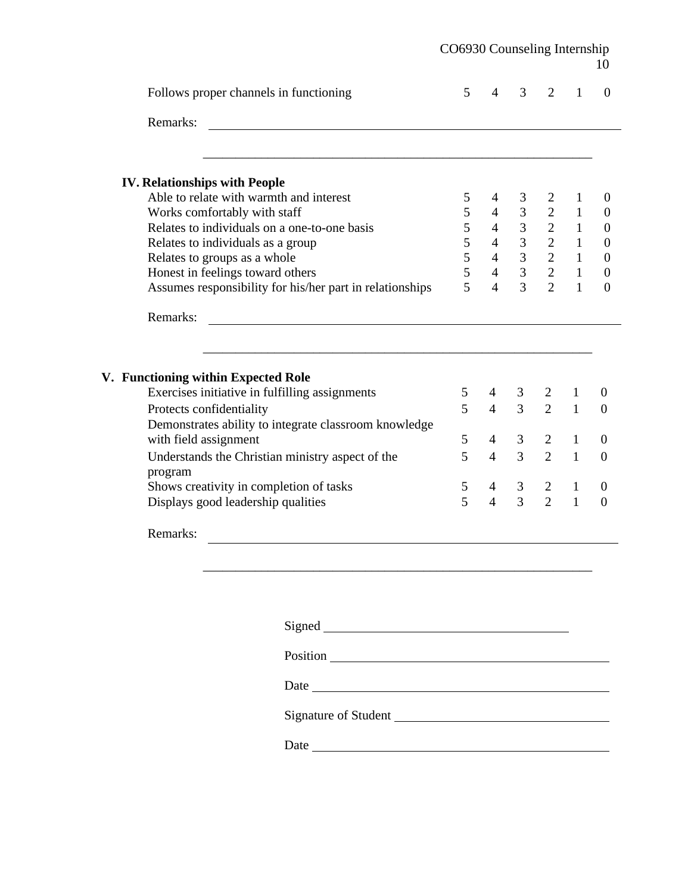| | | | | | | |
|---|---|---|---|---|---|---|
| Follows proper channels in functioning | 5 | 4 | 3 | 2 | 1 | 0 |

Remarks: ______________________________________________________________

______________________________________________________________

**IV. Relationships with People**

| | | | | | | |
|---|---|---|---|---|---|---|
| Able to relate with warmth and interest | 5 | 4 | 3 | 2 | 1 | 0 |
| Works comfortably with staff | 5 | 4 | 3 | 2 | 1 | 0 |
| Relates to individuals on a one-to-one basis | 5 | 4 | 3 | 2 | 1 | 0 |
| Relates to individuals as a group | 5 | 4 | 3 | 2 | 1 | 0 |
| Relates to groups as a whole | 5 | 4 | 3 | 2 | 1 | 0 |
| Honest in feelings toward others | 5 | 4 | 3 | 2 | 1 | 0 |
| Assumes responsibility for his/her part in relationships | 5 | 4 | 3 | 2 | 1 | 0 |

Remarks: ______________________________________________________________

______________________________________________________________

**V. Functioning within Expected Role**

| | | | | | | |
|---|---|---|---|---|---|---|
| Exercises initiative in fulfilling assignments | 5 | 4 | 3 | 2 | 1 | 0 |
| Protects confidentiality | 5 | 4 | 3 | 2 | 1 | 0 |
| Demonstrates ability to integrate classroom knowledge with field assignment | 5 | 4 | 3 | 2 | 1 | 0 |
| Understands the Christian ministry aspect of the program | 5 | 4 | 3 | 2 | 1 | 0 |
| Shows creativity in completion of tasks | 5 | 4 | 3 | 2 | 1 | 0 |
| Displays good leadership qualities | 5 | 4 | 3 | 2 | 1 | 0 |

Remarks: ______________________________________________________________

______________________________________________________________

Signed ______________________________________

Position ______________________________________

Date ______________________________________

Signature of Student ______________________________________

Date ______________________________________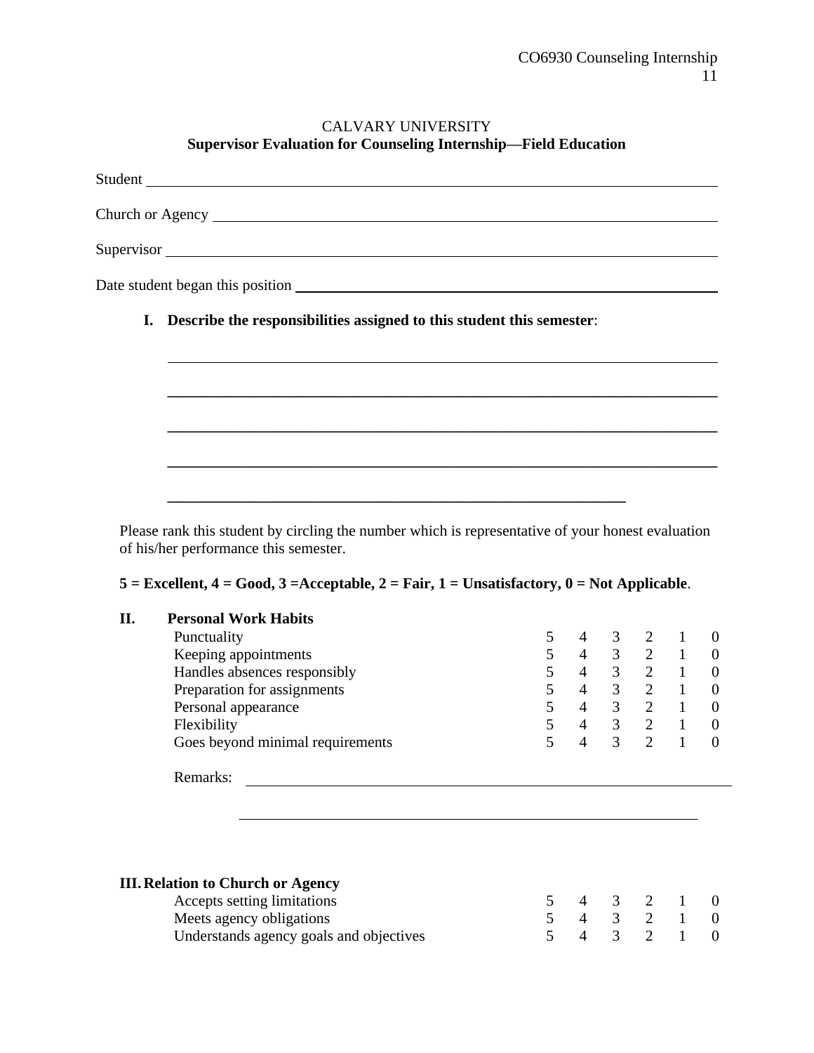CALVARY UNIVERSITY

**Supervisor Evaluation for Counseling Internship—Field Education**

Student ______________________________________________________________________

Church or Agency ______________________________________________________________

Supervisor ____________________________________________________________________

Date student began this position ___________________________________________________

**I. Describe the responsibilities assigned to this student this semester**:

______________________________________________________________________

______________________________________________________________________

______________________________________________________________________

______________________________________________________________________

__________________________________________________________

Please rank this student by circling the number which is representative of your honest evaluation of his/her performance this semester.

**5 = Excellent, 4 = Good, 3 =Acceptable, 2 = Fair, 1 = Unsatisfactory, 0 = Not Applicable**.

**II. Personal Work Habits**

| | | | | | | |
|---|---|---|---|---|---|---|
| Punctuality | 5 | 4 | 3 | 2 | 1 | 0 |
| Keeping appointments | 5 | 4 | 3 | 2 | 1 | 0 |
| Handles absences responsibly | 5 | 4 | 3 | 2 | 1 | 0 |
| Preparation for assignments | 5 | 4 | 3 | 2 | 1 | 0 |
| Personal appearance | 5 | 4 | 3 | 2 | 1 | 0 |
| Flexibility | 5 | 4 | 3 | 2 | 1 | 0 |
| Goes beyond minimal requirements | 5 | 4 | 3 | 2 | 1 | 0 |

Remarks: ______________________________________________________________

______________________________________________________________

**III. Relation to Church or Agency**

| | | | | | | |
|---|---|---|---|---|---|---|
| Accepts setting limitations | 5 | 4 | 3 | 2 | 1 | 0 |
| Meets agency obligations | 5 | 4 | 3 | 2 | 1 | 0 |
| Understands agency goals and objectives | 5 | 4 | 3 | 2 | 1 | 0 |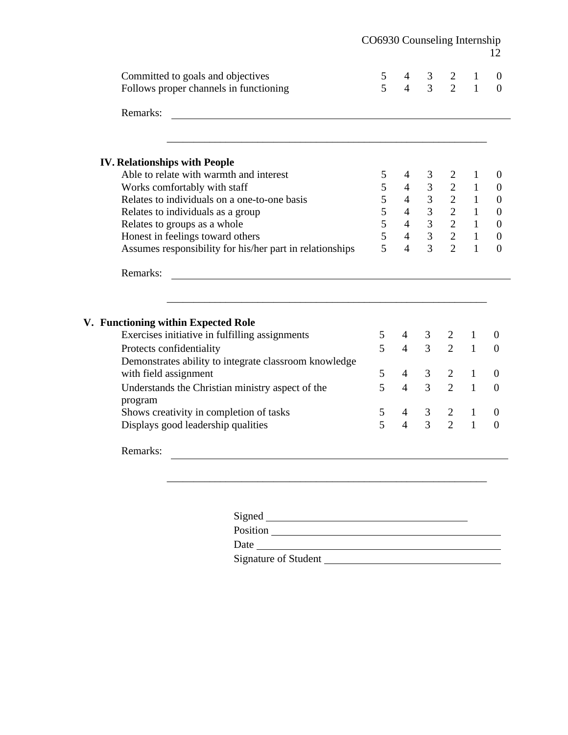| | | | | | | |
|---|---|---|---|---|---|---|
| Committed to goals and objectives | 5 | 4 | 3 | 2 | 1 | 0 |
| Follows proper channels in functioning | 5 | 4 | 3 | 2 | 1 | 0 |

Remarks: ______________________________________________________________

______________________________________________________________

**IV. Relationships with People**

| | | | | | | |
|---|---|---|---|---|---|---|
| Able to relate with warmth and interest | 5 | 4 | 3 | 2 | 1 | 0 |
| Works comfortably with staff | 5 | 4 | 3 | 2 | 1 | 0 |
| Relates to individuals on a one-to-one basis | 5 | 4 | 3 | 2 | 1 | 0 |
| Relates to individuals as a group | 5 | 4 | 3 | 2 | 1 | 0 |
| Relates to groups as a whole | 5 | 4 | 3 | 2 | 1 | 0 |
| Honest in feelings toward others | 5 | 4 | 3 | 2 | 1 | 0 |
| Assumes responsibility for his/her part in relationships | 5 | 4 | 3 | 2 | 1 | 0 |

Remarks: ______________________________________________________________

______________________________________________________________

**V. Functioning within Expected Role**

| | | | | | | |
|---|---|---|---|---|---|---|
| Exercises initiative in fulfilling assignments | 5 | 4 | 3 | 2 | 1 | 0 |
| Protects confidentiality | 5 | 4 | 3 | 2 | 1 | 0 |
| Demonstrates ability to integrate classroom knowledge with field assignment | 5 | 4 | 3 | 2 | 1 | 0 |
| Understands the Christian ministry aspect of the program | 5 | 4 | 3 | 2 | 1 | 0 |
| Shows creativity in completion of tasks | 5 | 4 | 3 | 2 | 1 | 0 |
| Displays good leadership qualities | 5 | 4 | 3 | 2 | 1 | 0 |

Remarks: ______________________________________________________________

______________________________________________________________

Signed ________________________________

Position ________________________________

Date ________________________________

Signature of Student ________________________________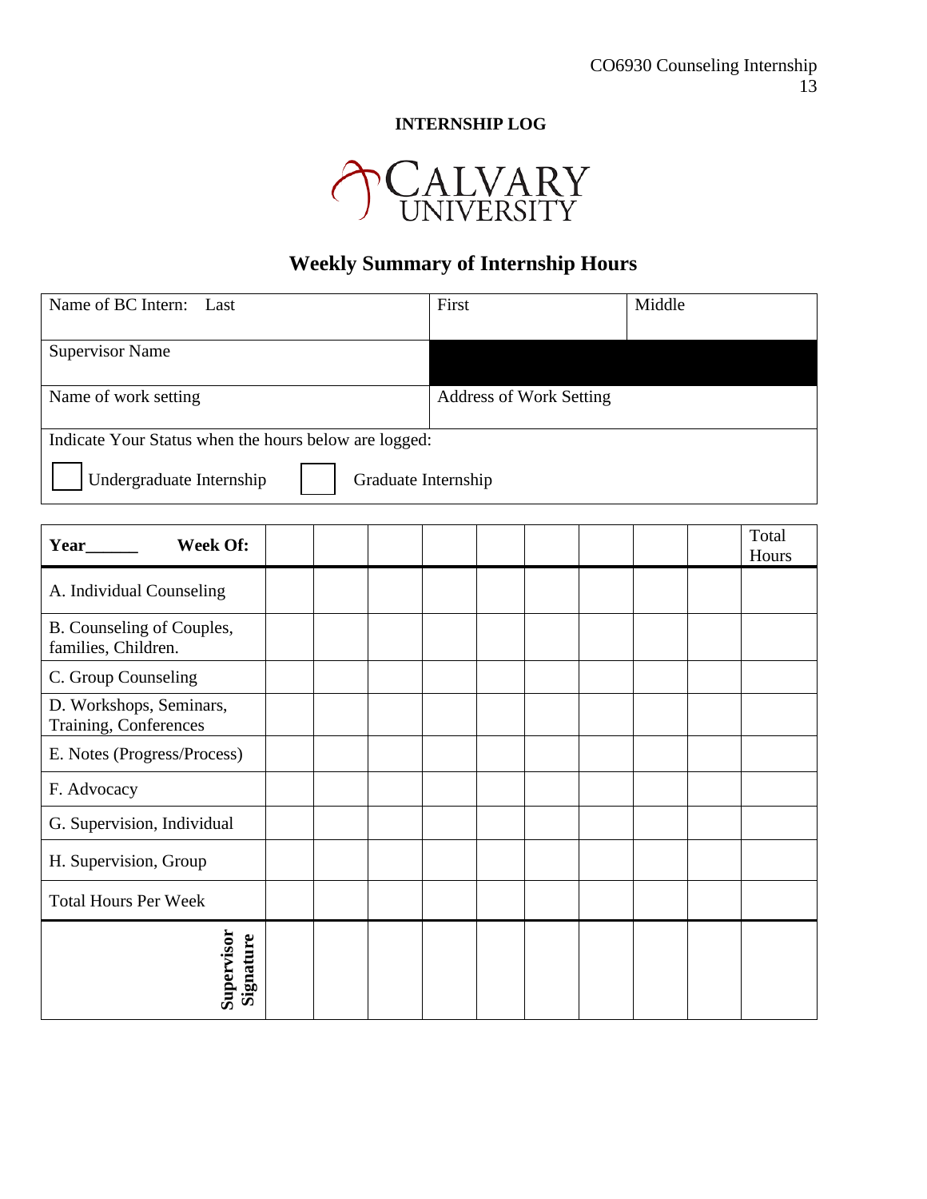**INTERNSHIP LOG**

Calvary University

## Weekly Summary of Internship Hours

| Name of BC Intern: Last | First | Middle |
|---|---|---|
| Supervisor Name | | |
| Name of work setting | Address of Work Setting | |
| Indicate Your Status when the hours below are logged: ☐ Undergraduate Internship ☐ Graduate Internship | | |

| **Year______ Week Of:** | | | | | | | | | | Total Hours |
|---|---|---|---|---|---|---|---|---|---|---|
| A. Individual Counseling | | | | | | | | | | |
| B. Counseling of Couples, families, Children. | | | | | | | | | | |
| C. Group Counseling | | | | | | | | | | |
| D. Workshops, Seminars, Training, Conferences | | | | | | | | | | |
| E. Notes (Progress/Process) | | | | | | | | | | |
| F. Advocacy | | | | | | | | | | |
| G. Supervision, Individual | | | | | | | | | | |
| H. Supervision, Group | | | | | | | | | | |
| Total Hours Per Week | | | | | | | | | | |
| **Supervisor Signature** | | | | | | | | | | |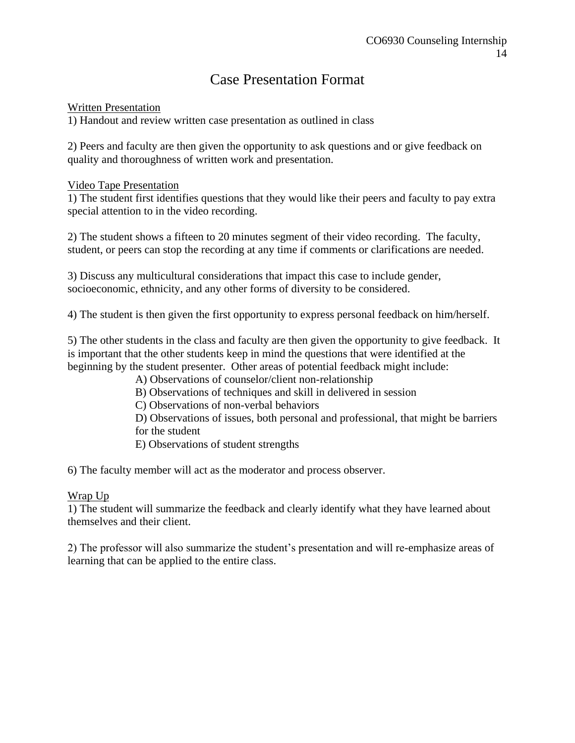# Case Presentation Format

<u>Written Presentation</u>

1) Handout and review written case presentation as outlined in class

2) Peers and faculty are then given the opportunity to ask questions and or give feedback on quality and thoroughness of written work and presentation.

<u>Video Tape Presentation</u>

1) The student first identifies questions that they would like their peers and faculty to pay extra special attention to in the video recording.

2) The student shows a fifteen to 20 minutes segment of their video recording. The faculty, student, or peers can stop the recording at any time if comments or clarifications are needed.

3) Discuss any multicultural considerations that impact this case to include gender, socioeconomic, ethnicity, and any other forms of diversity to be considered.

4) The student is then given the first opportunity to express personal feedback on him/herself.

5) The other students in the class and faculty are then given the opportunity to give feedback. It is important that the other students keep in mind the questions that were identified at the beginning by the student presenter. Other areas of potential feedback might include:

- A) Observations of counselor/client non-relationship
- B) Observations of techniques and skill in delivered in session
- C) Observations of non-verbal behaviors
- D) Observations of issues, both personal and professional, that might be barriers for the student
- E) Observations of student strengths

6) The faculty member will act as the moderator and process observer.

<u>Wrap Up</u>

1) The student will summarize the feedback and clearly identify what they have learned about themselves and their client.

2) The professor will also summarize the student's presentation and will re-emphasize areas of learning that can be applied to the entire class.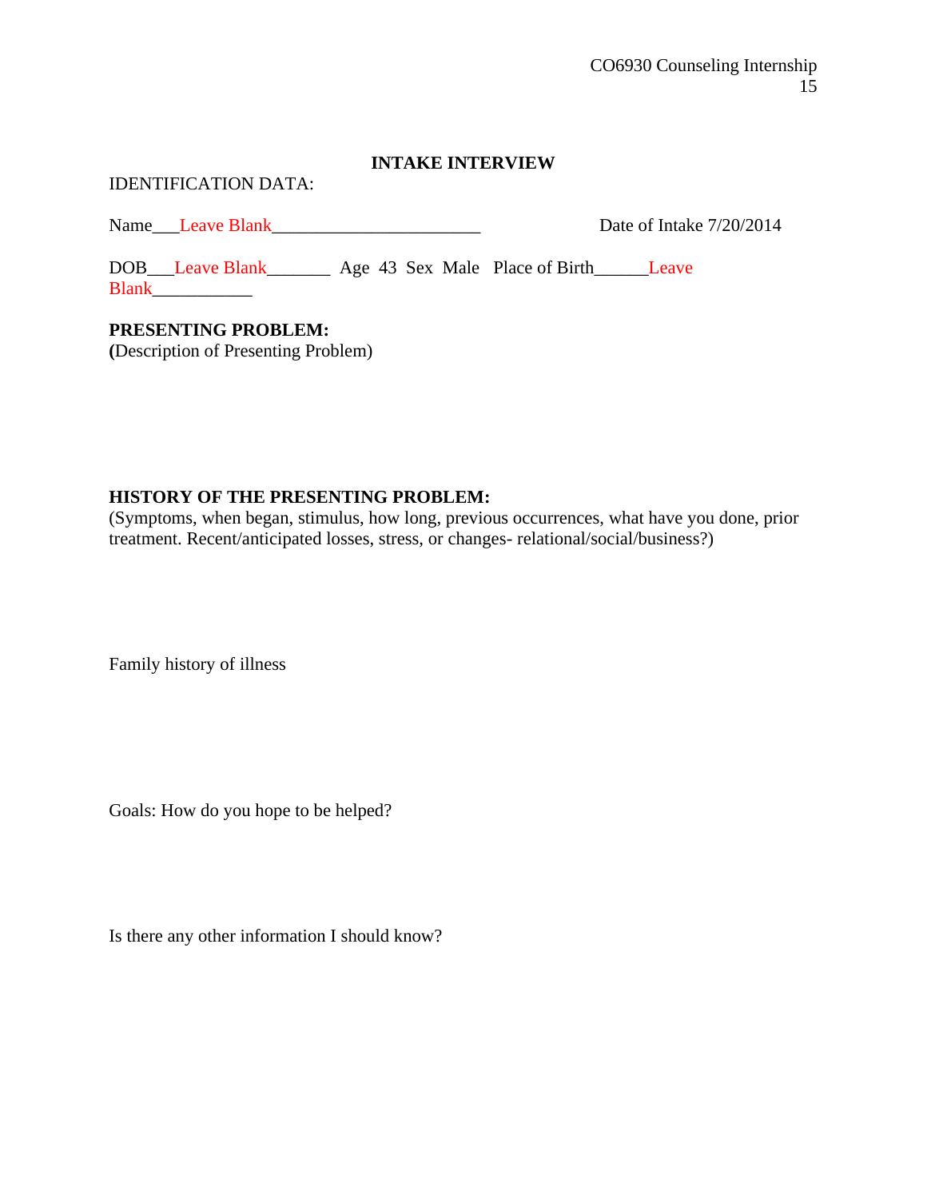## INTAKE INTERVIEW

IDENTIFICATION DATA:

Name___Leave Blank________________________ Date of Intake 7/20/2014

DOB___Leave Blank_______ Age 43 Sex Male Place of Birth______Leave Blank___________

**PRESENTING PROBLEM:**
**(**Description of Presenting Problem)

**HISTORY OF THE PRESENTING PROBLEM:**
(Symptoms, when began, stimulus, how long, previous occurrences, what have you done, prior treatment. Recent/anticipated losses, stress, or changes- relational/social/business?)

Family history of illness

Goals: How do you hope to be helped?

Is there any other information I should know?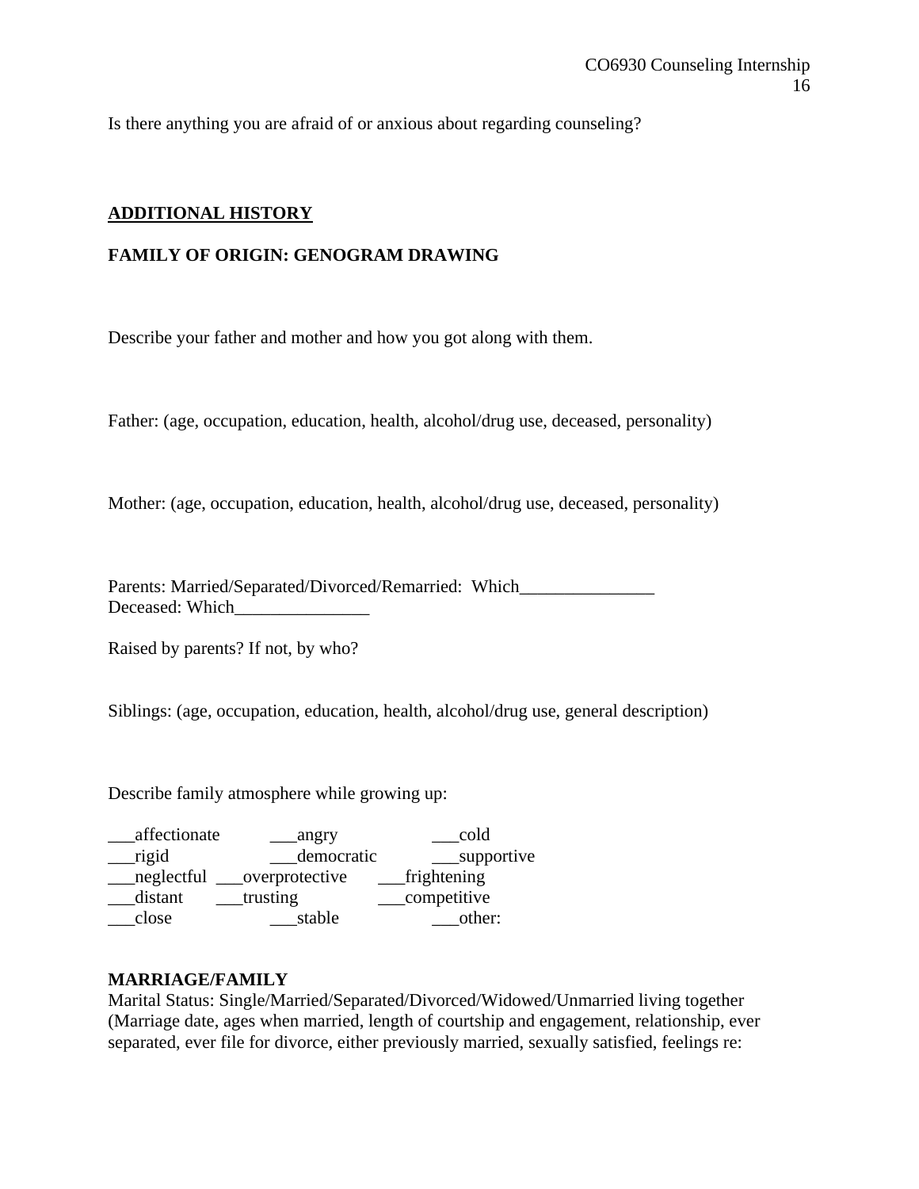Is there anything you are afraid of or anxious about regarding counseling?

## ADDITIONAL HISTORY

### FAMILY OF ORIGIN: GENOGRAM DRAWING

Describe your father and mother and how you got along with them.

Father: (age, occupation, education, health, alcohol/drug use, deceased, personality)

Mother: (age, occupation, education, health, alcohol/drug use, deceased, personality)

Parents: Married/Separated/Divorced/Remarried: Which_______________
Deceased: Which_______________

Raised by parents? If not, by who?

Siblings: (age, occupation, education, health, alcohol/drug use, general description)

Describe family atmosphere while growing up:

| | | |
|---|---|---|
| ___affectionate | ___angry | ___cold |
| ___rigid | ___democratic | ___supportive |
| ___neglectful | ___overprotective | ___frightening |
| ___distant | ___trusting | ___competitive |
| ___close | ___stable | ___other: |

### MARRIAGE/FAMILY

Marital Status: Single/Married/Separated/Divorced/Widowed/Unmarried living together
(Marriage date, ages when married, length of courtship and engagement, relationship, ever separated, ever file for divorce, either previously married, sexually satisfied, feelings re: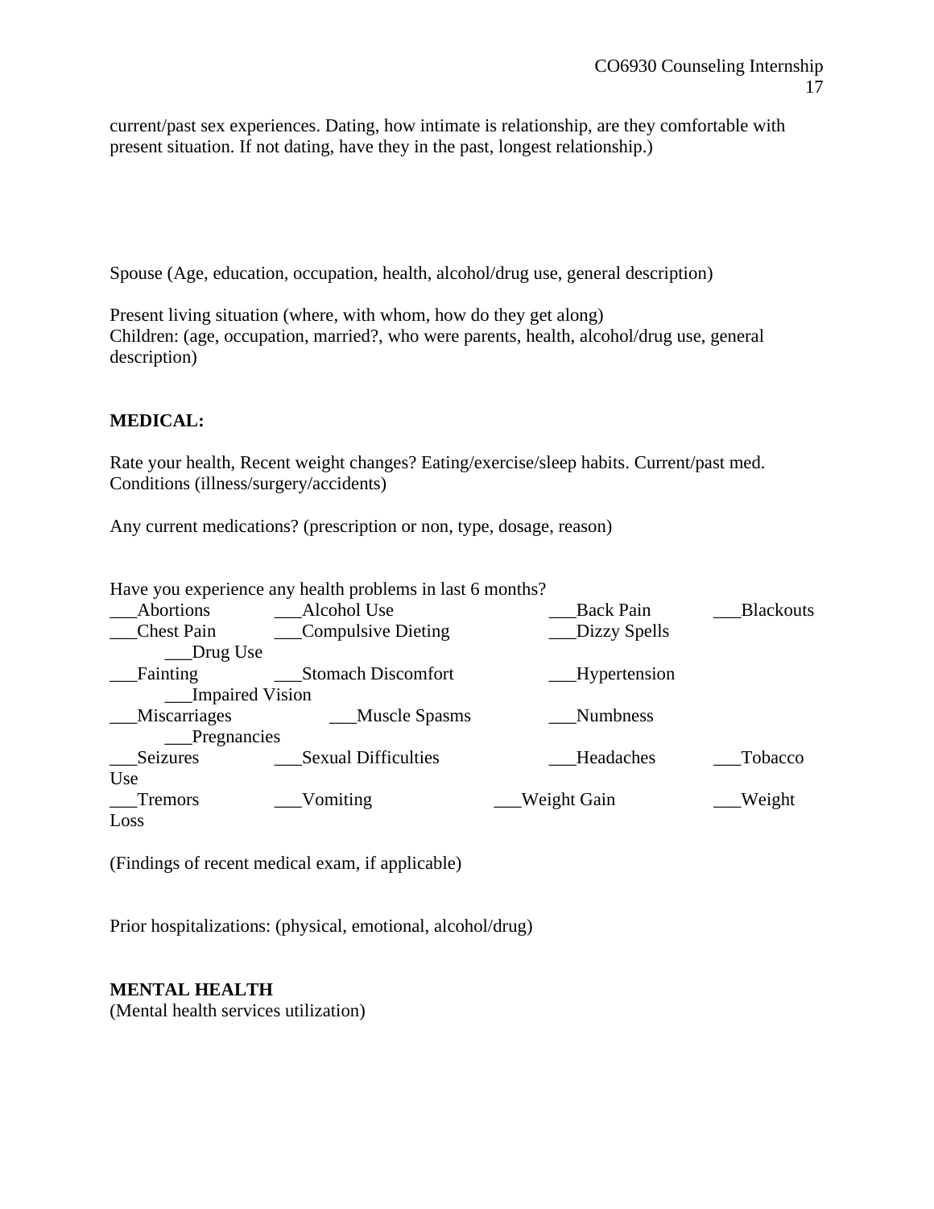current/past sex experiences. Dating, how intimate is relationship, are they comfortable with present situation. If not dating, have they in the past, longest relationship.)

Spouse (Age, education, occupation, health, alcohol/drug use, general description)

Present living situation (where, with whom, how do they get along)
Children: (age, occupation, married?, who were parents, health, alcohol/drug use, general description)

**MEDICAL:**

Rate your health, Recent weight changes? Eating/exercise/sleep habits. Current/past med. Conditions (illness/surgery/accidents)

Any current medications? (prescription or non, type, dosage, reason)

Have you experience any health problems in last 6 months?

___Abortions ___Alcohol Use ___Back Pain ___Blackouts
___Chest Pain ___Compulsive Dieting ___Dizzy Spells ___Drug Use
___Fainting ___Stomach Discomfort ___Hypertension ___Impaired Vision
___Miscarriages ___Muscle Spasms ___Numbness ___Pregnancies
___Seizures ___Sexual Difficulties ___Headaches ___Tobacco Use
___Tremors ___Vomiting ___Weight Gain ___Weight Loss

(Findings of recent medical exam, if applicable)

Prior hospitalizations: (physical, emotional, alcohol/drug)

**MENTAL HEALTH**
(Mental health services utilization)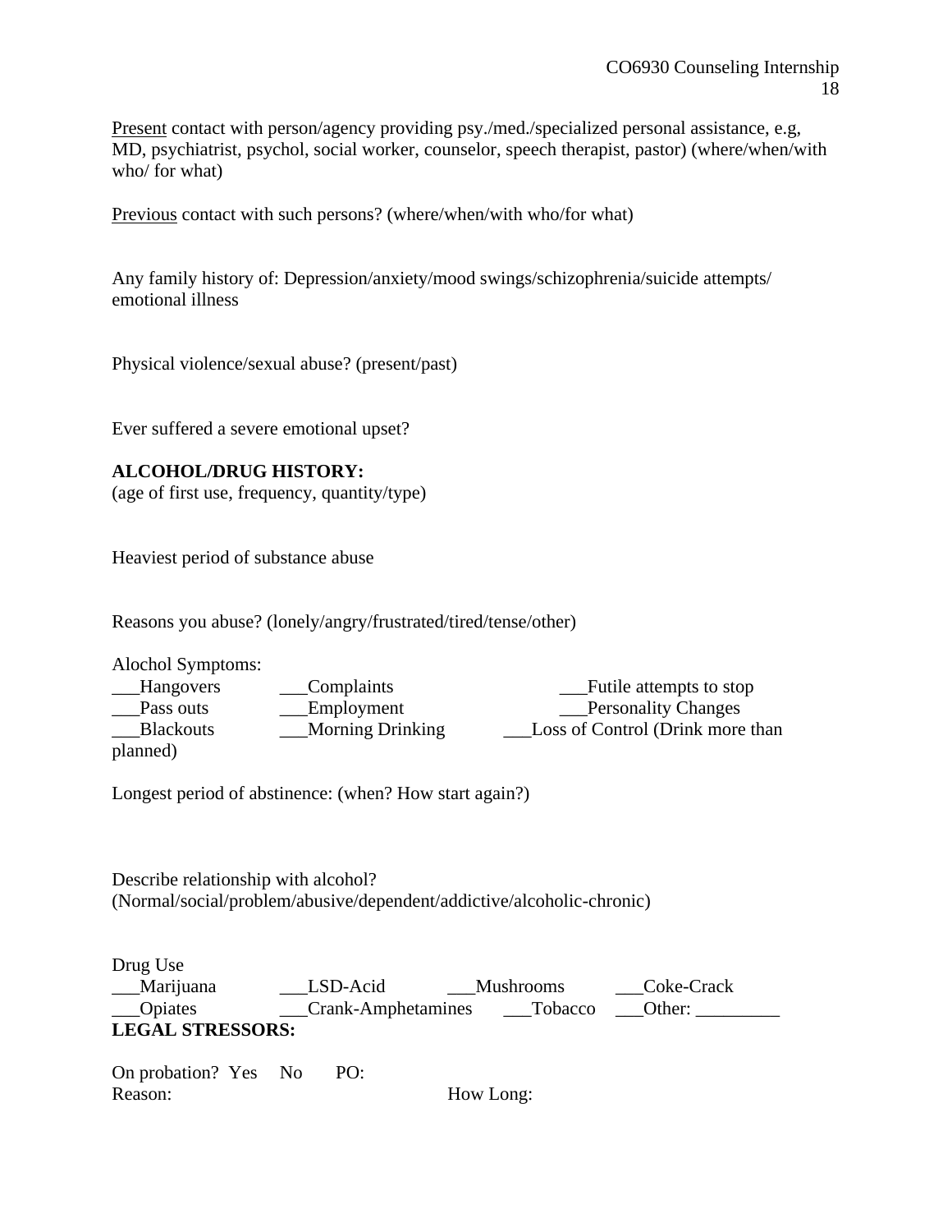<u>Present</u> contact with person/agency providing psy./med./specialized personal assistance, e.g, MD, psychiatrist, psychol, social worker, counselor, speech therapist, pastor) (where/when/with who/ for what)

<u>Previous</u> contact with such persons? (where/when/with who/for what)

Any family history of: Depression/anxiety/mood swings/schizophrenia/suicide attempts/ emotional illness

Physical violence/sexual abuse? (present/past)

Ever suffered a severe emotional upset?

**ALCOHOL/DRUG HISTORY:**
(age of first use, frequency, quantity/type)

Heaviest period of substance abuse

Reasons you abuse? (lonely/angry/frustrated/tired/tense/other)

Alochol Symptoms:

___Hangovers ___Complaints ___Futile attempts to stop
___Pass outs ___Employment ___Personality Changes
___Blackouts ___Morning Drinking ___Loss of Control (Drink more than planned)

Longest period of abstinence: (when? How start again?)

Describe relationship with alcohol?
(Normal/social/problem/abusive/dependent/addictive/alcoholic-chronic)

Drug Use

___Marijuana ___LSD-Acid ___Mushrooms ___Coke-Crack
___Opiates ___Crank-Amphetamines ___Tobacco ___Other: _________

**LEGAL STRESSORS:**

On probation? Yes No PO:
Reason: How Long: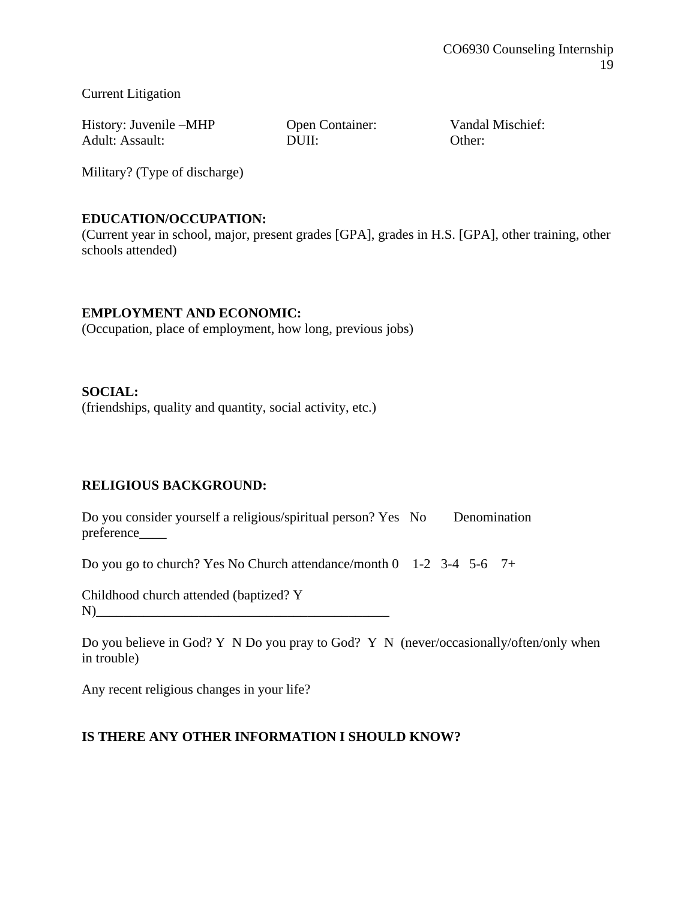Current Litigation

| History: Juvenile –MHP | Open Container: | Vandal Mischief: |
|---|---|---|
| Adult: Assault: | DUII: | Other: |

Military? (Type of discharge)

**EDUCATION/OCCUPATION:**
(Current year in school, major, present grades [GPA], grades in H.S. [GPA], other training, other schools attended)

**EMPLOYMENT AND ECONOMIC:**
(Occupation, place of employment, how long, previous jobs)

**SOCIAL:**
(friendships, quality and quantity, social activity, etc.)

**RELIGIOUS BACKGROUND:**

Do you consider yourself a religious/spiritual person? Yes No Denomination preference____

Do you go to church? Yes No Church attendance/month 0 1-2 3-4 5-6 7+

Childhood church attended (baptized? Y N)____________________________________________

Do you believe in God? Y N Do you pray to God? Y N (never/occasionally/often/only when in trouble)

Any recent religious changes in your life?

**IS THERE ANY OTHER INFORMATION I SHOULD KNOW?**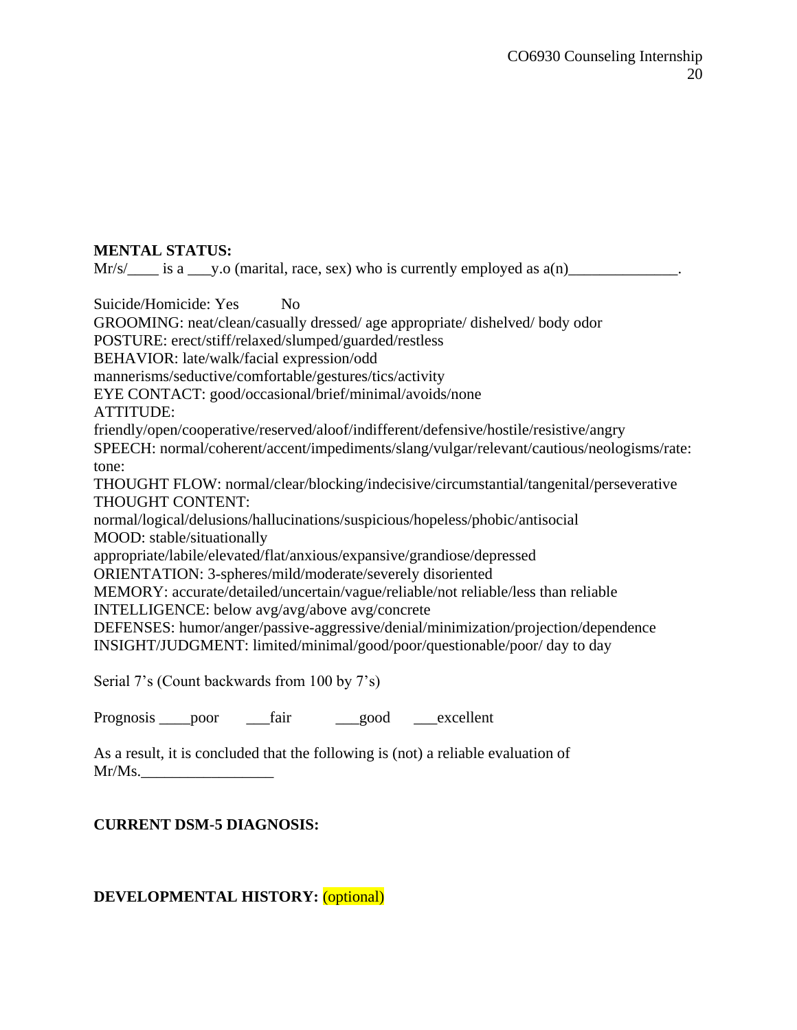**MENTAL STATUS:**

Mr/s/____ is a ___y.o (marital, race, sex) who is currently employed as a(n)______________.

Suicide/Homicide: Yes No

GROOMING: neat/clean/casually dressed/ age appropriate/ dishelved/ body odor
POSTURE: erect/stiff/relaxed/slumped/guarded/restless
BEHAVIOR: late/walk/facial expression/odd mannerisms/seductive/comfortable/gestures/tics/activity
EYE CONTACT: good/occasional/brief/minimal/avoids/none
ATTITUDE: friendly/open/cooperative/reserved/aloof/indifferent/defensive/hostile/resistive/angry
SPEECH: normal/coherent/accent/impediments/slang/vulgar/relevant/cautious/neologisms/rate: tone:
THOUGHT FLOW: normal/clear/blocking/indecisive/circumstantial/tangenital/perseverative
THOUGHT CONTENT: normal/logical/delusions/hallucinations/suspicious/hopeless/phobic/antisocial
MOOD: stable/situationally appropriate/labile/elevated/flat/anxious/expansive/grandiose/depressed
ORIENTATION: 3-spheres/mild/moderate/severely disoriented
MEMORY: accurate/detailed/uncertain/vague/reliable/not reliable/less than reliable
INTELLIGENCE: below avg/avg/above avg/concrete
DEFENSES: humor/anger/passive-aggressive/denial/minimization/projection/dependence
INSIGHT/JUDGMENT: limited/minimal/good/poor/questionable/poor/ day to day

Serial 7's (Count backwards from 100 by 7's)

Prognosis ____poor ___fair ___good ___excellent

As a result, it is concluded that the following is (not) a reliable evaluation of Mr/Ms._________________

**CURRENT DSM-5 DIAGNOSIS:**

**DEVELOPMENTAL HISTORY:** (optional)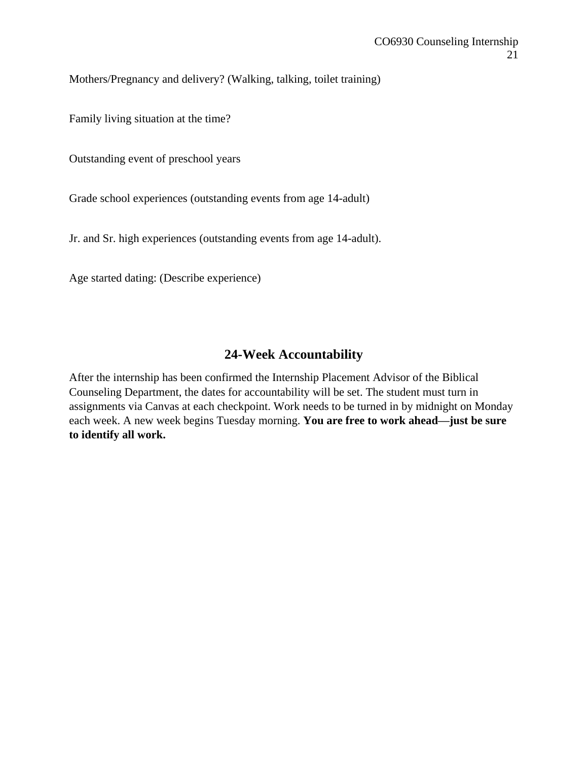Mothers/Pregnancy and delivery? (Walking, talking, toilet training)

Family living situation at the time?

Outstanding event of preschool years

Grade school experiences (outstanding events from age 14-adult)

Jr. and Sr. high experiences (outstanding events from age 14-adult).

Age started dating: (Describe experience)

## 24-Week Accountability

After the internship has been confirmed the Internship Placement Advisor of the Biblical Counseling Department, the dates for accountability will be set. The student must turn in assignments via Canvas at each checkpoint. Work needs to be turned in by midnight on Monday each week. A new week begins Tuesday morning. **You are free to work ahead—just be sure to identify all work.**